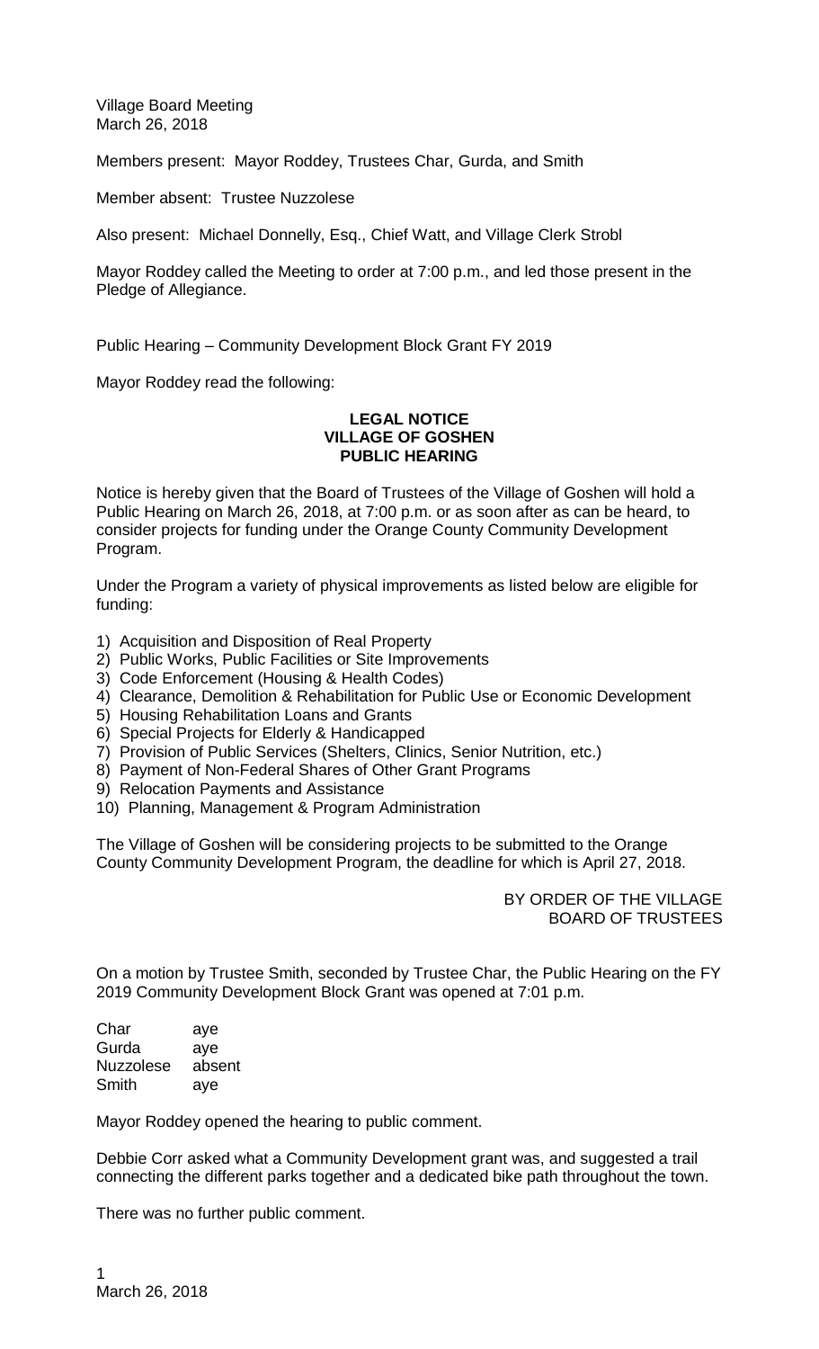Village Board Meeting
March 26, 2018

Members present: Mayor Roddey, Trustees Char, Gurda, and Smith

Member absent: Trustee Nuzzolese

Also present: Michael Donnelly, Esq., Chief Watt, and Village Clerk Strobl

Mayor Roddey called the Meeting to order at 7:00 p.m., and led those present in the Pledge of Allegiance.

Public Hearing – Community Development Block Grant FY 2019

Mayor Roddey read the following:

**LEGAL NOTICE**
**VILLAGE OF GOSHEN**
**PUBLIC HEARING**

Notice is hereby given that the Board of Trustees of the Village of Goshen will hold a Public Hearing on March 26, 2018, at 7:00 p.m. or as soon after as can be heard, to consider projects for funding under the Orange County Community Development Program.

Under the Program a variety of physical improvements as listed below are eligible for funding:

1) Acquisition and Disposition of Real Property
2) Public Works, Public Facilities or Site Improvements
3) Code Enforcement (Housing & Health Codes)
4) Clearance, Demolition & Rehabilitation for Public Use or Economic Development
5) Housing Rehabilitation Loans and Grants
6) Special Projects for Elderly & Handicapped
7) Provision of Public Services (Shelters, Clinics, Senior Nutrition, etc.)
8) Payment of Non-Federal Shares of Other Grant Programs
9) Relocation Payments and Assistance
10) Planning, Management & Program Administration

The Village of Goshen will be considering projects to be submitted to the Orange County Community Development Program, the deadline for which is April 27, 2018.

BY ORDER OF THE VILLAGE
BOARD OF TRUSTEES

On a motion by Trustee Smith, seconded by Trustee Char, the Public Hearing on the FY 2019 Community Development Block Grant was opened at 7:01 p.m.

| | |
|---|---|
| Char | aye |
| Gurda | aye |
| Nuzzolese | absent |
| Smith | aye |

Mayor Roddey opened the hearing to public comment.

Debbie Corr asked what a Community Development grant was, and suggested a trail connecting the different parks together and a dedicated bike path throughout the town.

There was no further public comment.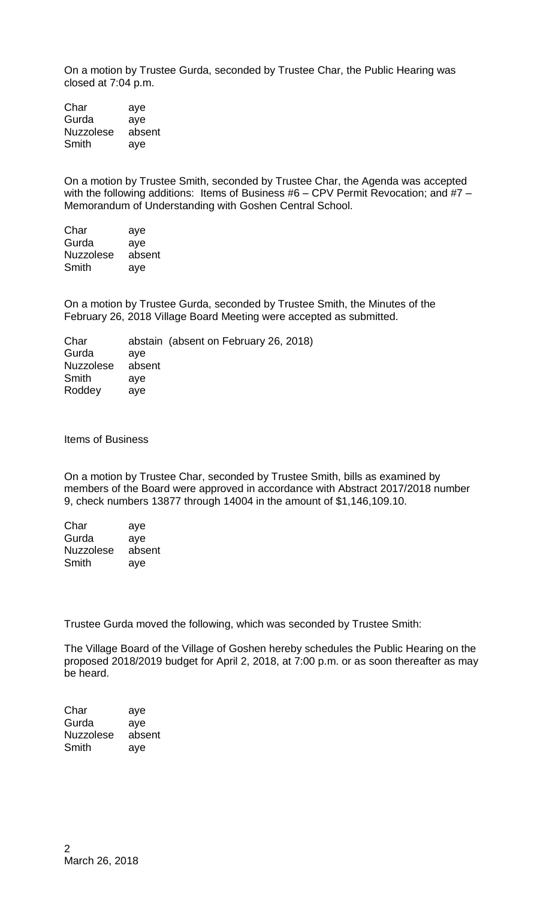On a motion by Trustee Gurda, seconded by Trustee Char, the Public Hearing was closed at 7:04 p.m.

| | |
|---|---|
| Char | aye |
| Gurda | aye |
| Nuzzolese | absent |
| Smith | aye |

On a motion by Trustee Smith, seconded by Trustee Char, the Agenda was accepted with the following additions: Items of Business #6 – CPV Permit Revocation; and #7 – Memorandum of Understanding with Goshen Central School.

| | |
|---|---|
| Char | aye |
| Gurda | aye |
| Nuzzolese | absent |
| Smith | aye |

On a motion by Trustee Gurda, seconded by Trustee Smith, the Minutes of the February 26, 2018 Village Board Meeting were accepted as submitted.

| | |
|---|---|
| Char | abstain (absent on February 26, 2018) |
| Gurda | aye |
| Nuzzolese | absent |
| Smith | aye |
| Roddey | aye |

Items of Business

On a motion by Trustee Char, seconded by Trustee Smith, bills as examined by members of the Board were approved in accordance with Abstract 2017/2018 number 9, check numbers 13877 through 14004 in the amount of $1,146,109.10.

| | |
|---|---|
| Char | aye |
| Gurda | aye |
| Nuzzolese | absent |
| Smith | aye |

Trustee Gurda moved the following, which was seconded by Trustee Smith:

The Village Board of the Village of Goshen hereby schedules the Public Hearing on the proposed 2018/2019 budget for April 2, 2018, at 7:00 p.m. or as soon thereafter as may be heard.

| | |
|---|---|
| Char | aye |
| Gurda | aye |
| Nuzzolese | absent |
| Smith | aye |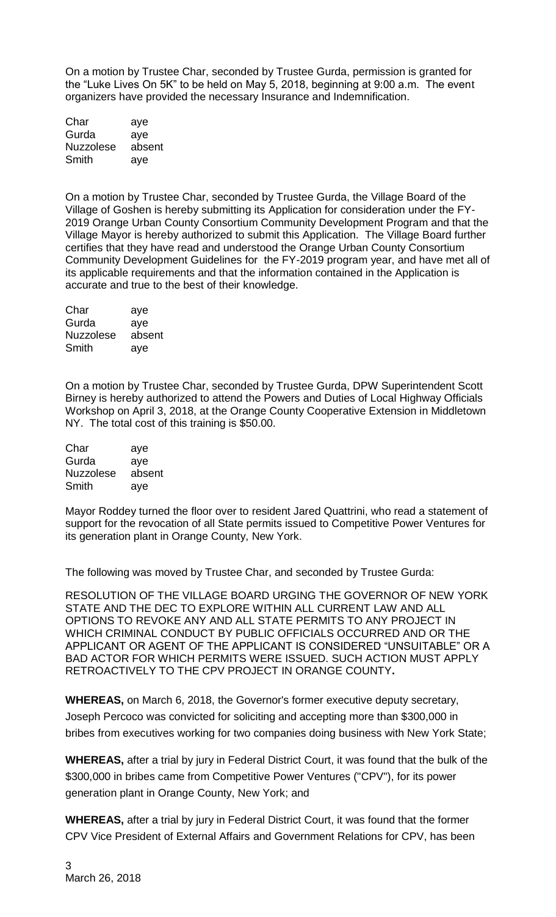On a motion by Trustee Char, seconded by Trustee Gurda, permission is granted for the "Luke Lives On 5K" to be held on May 5, 2018, beginning at 9:00 a.m. The event organizers have provided the necessary Insurance and Indemnification.

| | |
|---|---|
| Char | aye |
| Gurda | aye |
| Nuzzolese | absent |
| Smith | aye |

On a motion by Trustee Char, seconded by Trustee Gurda, the Village Board of the Village of Goshen is hereby submitting its Application for consideration under the FY-2019 Orange Urban County Consortium Community Development Program and that the Village Mayor is hereby authorized to submit this Application. The Village Board further certifies that they have read and understood the Orange Urban County Consortium Community Development Guidelines for the FY-2019 program year, and have met all of its applicable requirements and that the information contained in the Application is accurate and true to the best of their knowledge.

| | |
|---|---|
| Char | aye |
| Gurda | aye |
| Nuzzolese | absent |
| Smith | aye |

On a motion by Trustee Char, seconded by Trustee Gurda, DPW Superintendent Scott Birney is hereby authorized to attend the Powers and Duties of Local Highway Officials Workshop on April 3, 2018, at the Orange County Cooperative Extension in Middletown NY. The total cost of this training is $50.00.

| | |
|---|---|
| Char | aye |
| Gurda | aye |
| Nuzzolese | absent |
| Smith | aye |

Mayor Roddey turned the floor over to resident Jared Quattrini, who read a statement of support for the revocation of all State permits issued to Competitive Power Ventures for its generation plant in Orange County, New York.

The following was moved by Trustee Char, and seconded by Trustee Gurda:

RESOLUTION OF THE VILLAGE BOARD URGING THE GOVERNOR OF NEW YORK STATE AND THE DEC TO EXPLORE WITHIN ALL CURRENT LAW AND ALL OPTIONS TO REVOKE ANY AND ALL STATE PERMITS TO ANY PROJECT IN WHICH CRIMINAL CONDUCT BY PUBLIC OFFICIALS OCCURRED AND OR THE APPLICANT OR AGENT OF THE APPLICANT IS CONSIDERED "UNSUITABLE" OR A BAD ACTOR FOR WHICH PERMITS WERE ISSUED. SUCH ACTION MUST APPLY RETROACTIVELY TO THE CPV PROJECT IN ORANGE COUNTY**.**

**WHEREAS,** on March 6, 2018, the Governor's former executive deputy secretary, Joseph Percoco was convicted for soliciting and accepting more than $300,000 in bribes from executives working for two companies doing business with New York State;

**WHEREAS,** after a trial by jury in Federal District Court, it was found that the bulk of the $300,000 in bribes came from Competitive Power Ventures ("CPV"), for its power generation plant in Orange County, New York; and

**WHEREAS,** after a trial by jury in Federal District Court, it was found that the former CPV Vice President of External Affairs and Government Relations for CPV, has been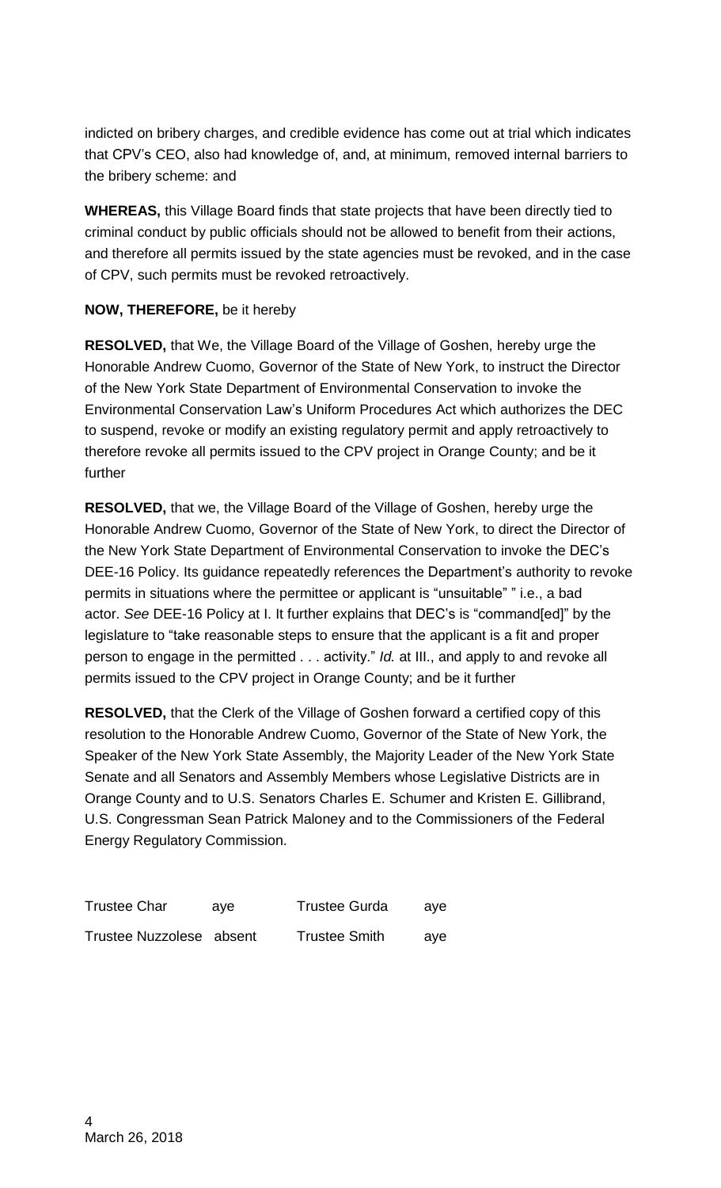indicted on bribery charges, and credible evidence has come out at trial which indicates that CPV's CEO, also had knowledge of, and, at minimum, removed internal barriers to the bribery scheme: and

**WHEREAS,** this Village Board finds that state projects that have been directly tied to criminal conduct by public officials should not be allowed to benefit from their actions, and therefore all permits issued by the state agencies must be revoked, and in the case of CPV, such permits must be revoked retroactively.

**NOW, THEREFORE,** be it hereby

**RESOLVED,** that We, the Village Board of the Village of Goshen, hereby urge the Honorable Andrew Cuomo, Governor of the State of New York, to instruct the Director of the New York State Department of Environmental Conservation to invoke the Environmental Conservation Law's Uniform Procedures Act which authorizes the DEC to suspend, revoke or modify an existing regulatory permit and apply retroactively to therefore revoke all permits issued to the CPV project in Orange County; and be it further

**RESOLVED,** that we, the Village Board of the Village of Goshen, hereby urge the Honorable Andrew Cuomo, Governor of the State of New York, to direct the Director of the New York State Department of Environmental Conservation to invoke the DEC's DEE-16 Policy. Its guidance repeatedly references the Department's authority to revoke permits in situations where the permittee or applicant is "unsuitable" " i.e., a bad actor. *See* DEE-16 Policy at I. It further explains that DEC's is "command[ed]" by the legislature to "take reasonable steps to ensure that the applicant is a fit and proper person to engage in the permitted . . . activity." *Id.* at III., and apply to and revoke all permits issued to the CPV project in Orange County; and be it further

**RESOLVED,** that the Clerk of the Village of Goshen forward a certified copy of this resolution to the Honorable Andrew Cuomo, Governor of the State of New York, the Speaker of the New York State Assembly, the Majority Leader of the New York State Senate and all Senators and Assembly Members whose Legislative Districts are in Orange County and to U.S. Senators Charles E. Schumer and Kristen E. Gillibrand, U.S. Congressman Sean Patrick Maloney and to the Commissioners of the Federal Energy Regulatory Commission.

| | | | |
|---|---|---|---|
| Trustee Char | aye | Trustee Gurda | aye |
| Trustee Nuzzolese | absent | Trustee Smith | aye |

March 26, 2018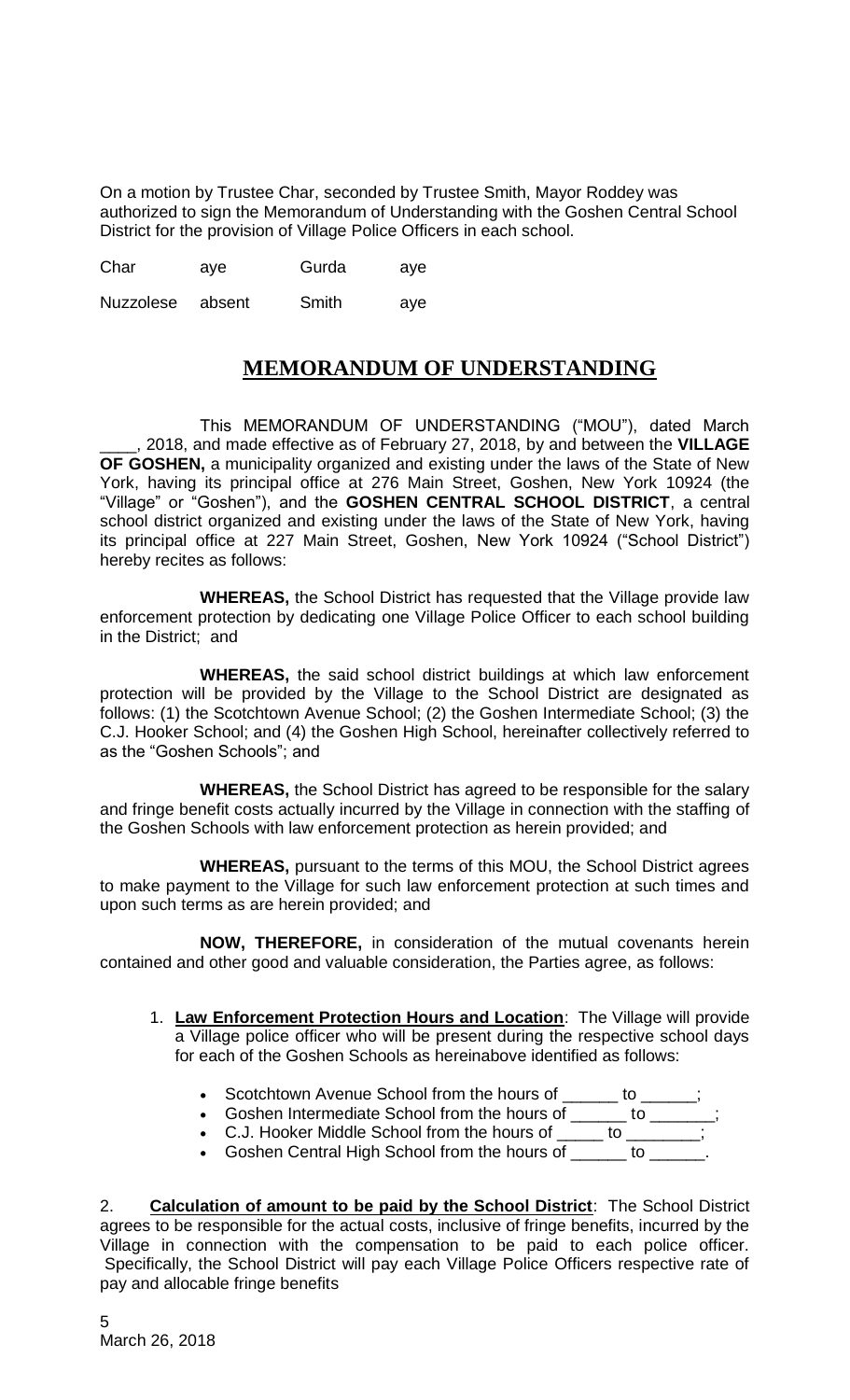On a motion by Trustee Char, seconded by Trustee Smith, Mayor Roddey was authorized to sign the Memorandum of Understanding with the Goshen Central School District for the provision of Village Police Officers in each school.

| Char | aye | Gurda | aye |
|---|---|---|---|
| Nuzzolese | absent | Smith | aye |

## MEMORANDUM OF UNDERSTANDING

This MEMORANDUM OF UNDERSTANDING ("MOU"), dated March ____, 2018, and made effective as of February 27, 2018, by and between the **VILLAGE OF GOSHEN,** a municipality organized and existing under the laws of the State of New York, having its principal office at 276 Main Street, Goshen, New York 10924 (the "Village" or "Goshen"), and the **GOSHEN CENTRAL SCHOOL DISTRICT**, a central school district organized and existing under the laws of the State of New York, having its principal office at 227 Main Street, Goshen, New York 10924 ("School District") hereby recites as follows:

**WHEREAS,** the School District has requested that the Village provide law enforcement protection by dedicating one Village Police Officer to each school building in the District; and

**WHEREAS,** the said school district buildings at which law enforcement protection will be provided by the Village to the School District are designated as follows: (1) the Scotchtown Avenue School; (2) the Goshen Intermediate School; (3) the C.J. Hooker School; and (4) the Goshen High School, hereinafter collectively referred to as the "Goshen Schools"; and

**WHEREAS,** the School District has agreed to be responsible for the salary and fringe benefit costs actually incurred by the Village in connection with the staffing of the Goshen Schools with law enforcement protection as herein provided; and

**WHEREAS,** pursuant to the terms of this MOU, the School District agrees to make payment to the Village for such law enforcement protection at such times and upon such terms as are herein provided; and

**NOW, THEREFORE,** in consideration of the mutual covenants herein contained and other good and valuable consideration, the Parties agree, as follows:

1. **Law Enforcement Protection Hours and Location**: The Village will provide a Village police officer who will be present during the respective school days for each of the Goshen Schools as hereinabove identified as follows:

   - Scotchtown Avenue School from the hours of ______ to ______;
   - Goshen Intermediate School from the hours of ______ to _______;
   - C.J. Hooker Middle School from the hours of _____ to ________;
   - Goshen Central High School from the hours of ______ to ______.

2. **Calculation of amount to be paid by the School District**: The School District agrees to be responsible for the actual costs, inclusive of fringe benefits, incurred by the Village in connection with the compensation to be paid to each police officer. Specifically, the School District will pay each Village Police Officers respective rate of pay and allocable fringe benefits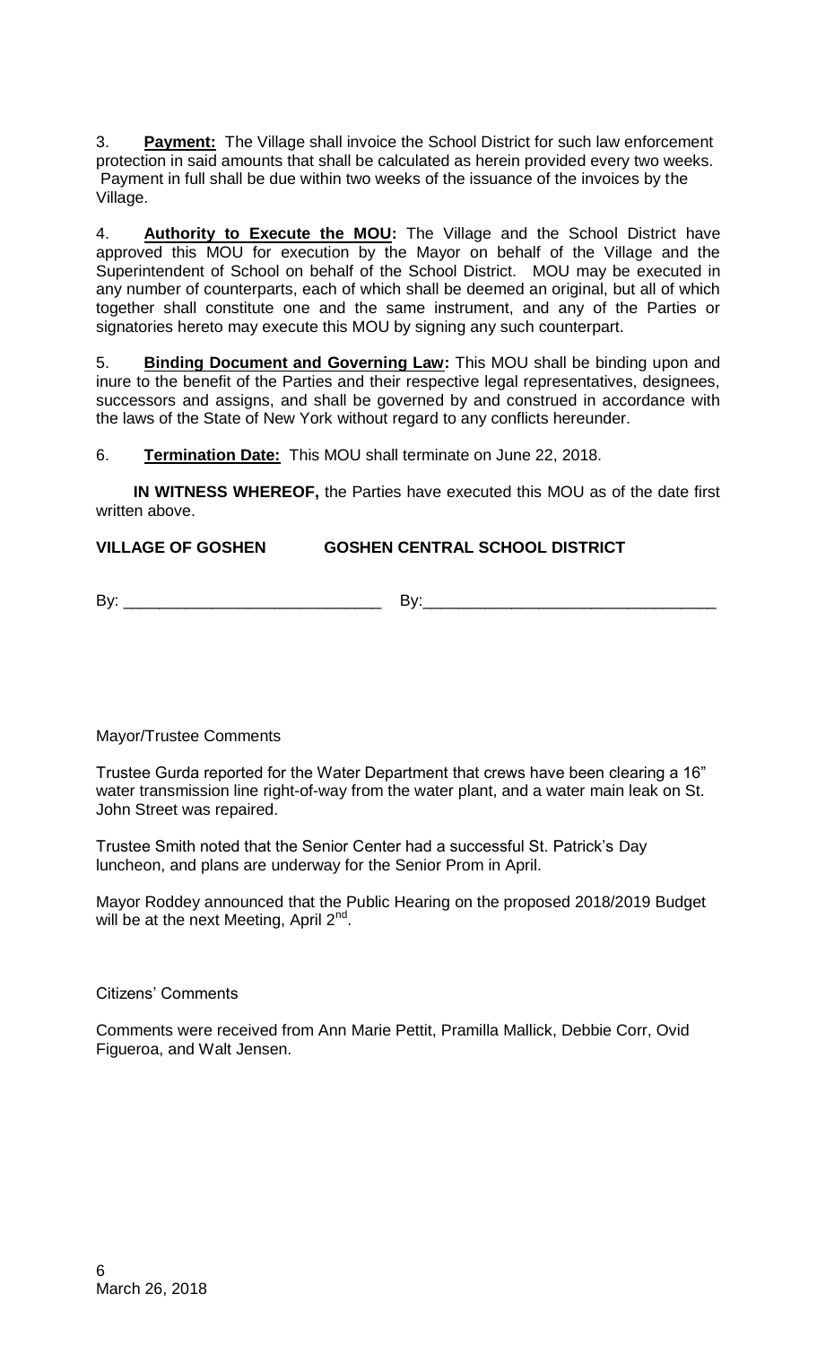3. **Payment:** The Village shall invoice the School District for such law enforcement protection in said amounts that shall be calculated as herein provided every two weeks. Payment in full shall be due within two weeks of the issuance of the invoices by the Village.

4. **Authority to Execute the MOU:** The Village and the School District have approved this MOU for execution by the Mayor on behalf of the Village and the Superintendent of School on behalf of the School District. MOU may be executed in any number of counterparts, each of which shall be deemed an original, but all of which together shall constitute one and the same instrument, and any of the Parties or signatories hereto may execute this MOU by signing any such counterpart.

5. **Binding Document and Governing Law:** This MOU shall be binding upon and inure to the benefit of the Parties and their respective legal representatives, designees, successors and assigns, and shall be governed by and construed in accordance with the laws of the State of New York without regard to any conflicts hereunder.

6. **Termination Date:** This MOU shall terminate on June 22, 2018.

**IN WITNESS WHEREOF,** the Parties have executed this MOU as of the date first written above.

**VILLAGE OF GOSHEN** **GOSHEN CENTRAL SCHOOL DISTRICT**

By: _____________________________ By:_________________________________

Mayor/Trustee Comments

Trustee Gurda reported for the Water Department that crews have been clearing a 16" water transmission line right-of-way from the water plant, and a water main leak on St. John Street was repaired.

Trustee Smith noted that the Senior Center had a successful St. Patrick's Day luncheon, and plans are underway for the Senior Prom in April.

Mayor Roddey announced that the Public Hearing on the proposed 2018/2019 Budget will be at the next Meeting, April 2nd.

Citizens' Comments

Comments were received from Ann Marie Pettit, Pramilla Mallick, Debbie Corr, Ovid Figueroa, and Walt Jensen.

March 26, 2018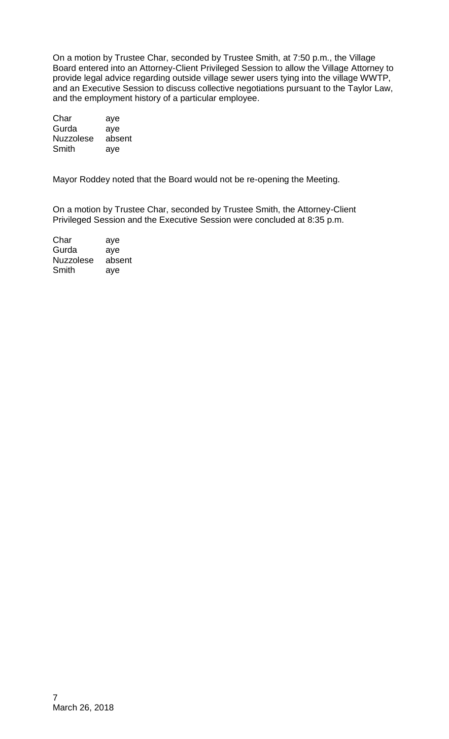On a motion by Trustee Char, seconded by Trustee Smith, at 7:50 p.m., the Village Board entered into an Attorney-Client Privileged Session to allow the Village Attorney to provide legal advice regarding outside village sewer users tying into the village WWTP, and an Executive Session to discuss collective negotiations pursuant to the Taylor Law, and the employment history of a particular employee.

| | |
|---|---|
| Char | aye |
| Gurda | aye |
| Nuzzolese | absent |
| Smith | aye |

Mayor Roddey noted that the Board would not be re-opening the Meeting.

On a motion by Trustee Char, seconded by Trustee Smith, the Attorney-Client Privileged Session and the Executive Session were concluded at 8:35 p.m.

| | |
|---|---|
| Char | aye |
| Gurda | aye |
| Nuzzolese | absent |
| Smith | aye |